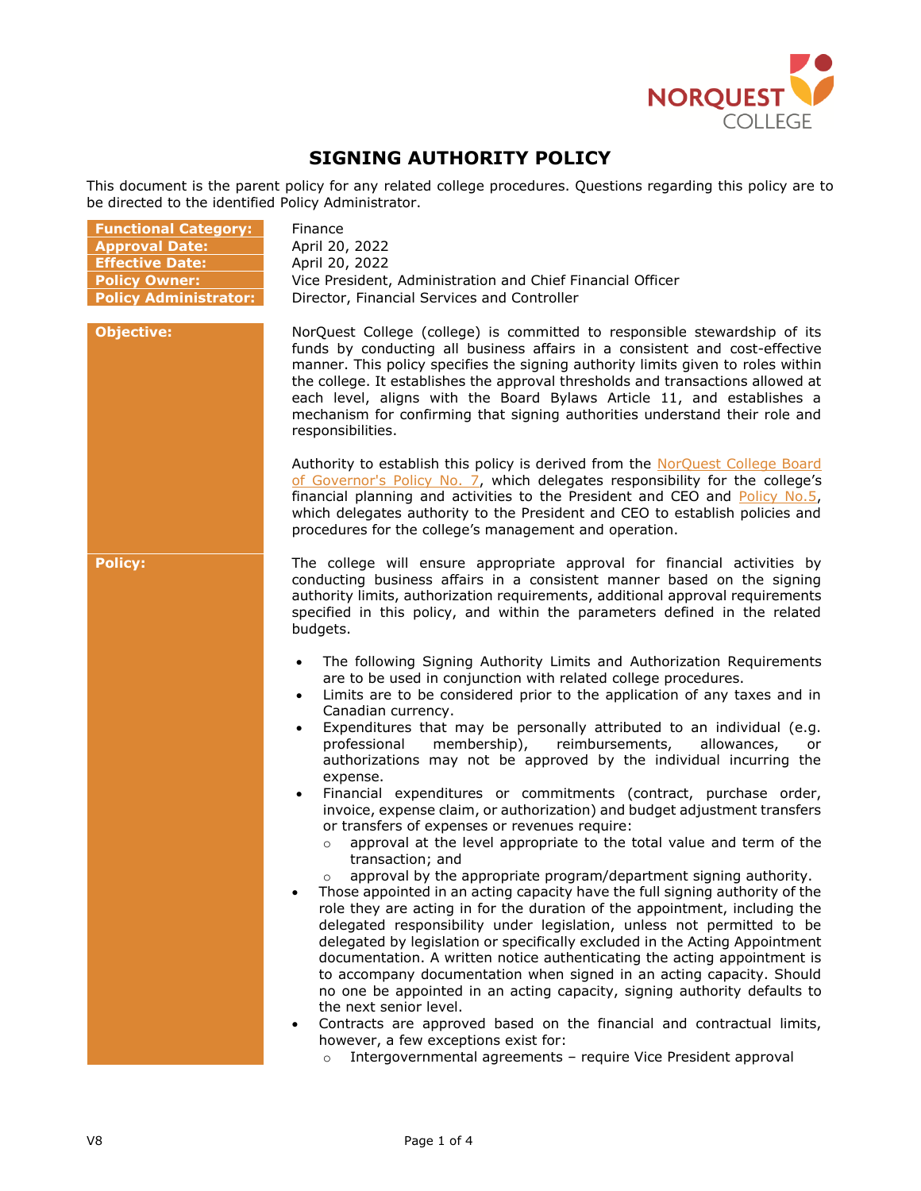# SIGNING AUTHORITY POLICY

This document is the parent policy for any related college procedures. Questions regarding this policy are to be directed to the identified Policy Administrator.

| | |
|---|---|
| **Functional Category:** | Finance |
| **Approval Date:** | April 20, 2022 |
| **Effective Date:** | April 20, 2022 |
| **Policy Owner:** | Vice President, Administration and Chief Financial Officer |
| **Policy Administrator:** | Director, Financial Services and Controller |

**Objective:**

NorQuest College (college) is committed to responsible stewardship of its funds by conducting all business affairs in a consistent and cost-effective manner. This policy specifies the signing authority limits given to roles within the college. It establishes the approval thresholds and transactions allowed at each level, aligns with the Board Bylaws Article 11, and establishes a mechanism for confirming that signing authorities understand their role and responsibilities.

Authority to establish this policy is derived from the [NorQuest College Board of Governor's Policy No. 7](), which delegates responsibility for the college's financial planning and activities to the President and CEO and [Policy No.5](), which delegates authority to the President and CEO to establish policies and procedures for the college's management and operation.

**Policy:**

The college will ensure appropriate approval for financial activities by conducting business affairs in a consistent manner based on the signing authority limits, authorization requirements, additional approval requirements specified in this policy, and within the parameters defined in the related budgets.

- The following Signing Authority Limits and Authorization Requirements are to be used in conjunction with related college procedures.
- Limits are to be considered prior to the application of any taxes and in Canadian currency.
- Expenditures that may be personally attributed to an individual (e.g. professional membership), reimbursements, allowances, or authorizations may not be approved by the individual incurring the expense.
- Financial expenditures or commitments (contract, purchase order, invoice, expense claim, or authorization) and budget adjustment transfers or transfers of expenses or revenues require:
  - approval at the level appropriate to the total value and term of the transaction; and
  - approval by the appropriate program/department signing authority.
- Those appointed in an acting capacity have the full signing authority of the role they are acting in for the duration of the appointment, including the delegated responsibility under legislation, unless not permitted to be delegated by legislation or specifically excluded in the Acting Appointment documentation. A written notice authenticating the acting appointment is to accompany documentation when signed in an acting capacity. Should no one be appointed in an acting capacity, signing authority defaults to the next senior level.
- Contracts are approved based on the financial and contractual limits, however, a few exceptions exist for:
  - Intergovernmental agreements – require Vice President approval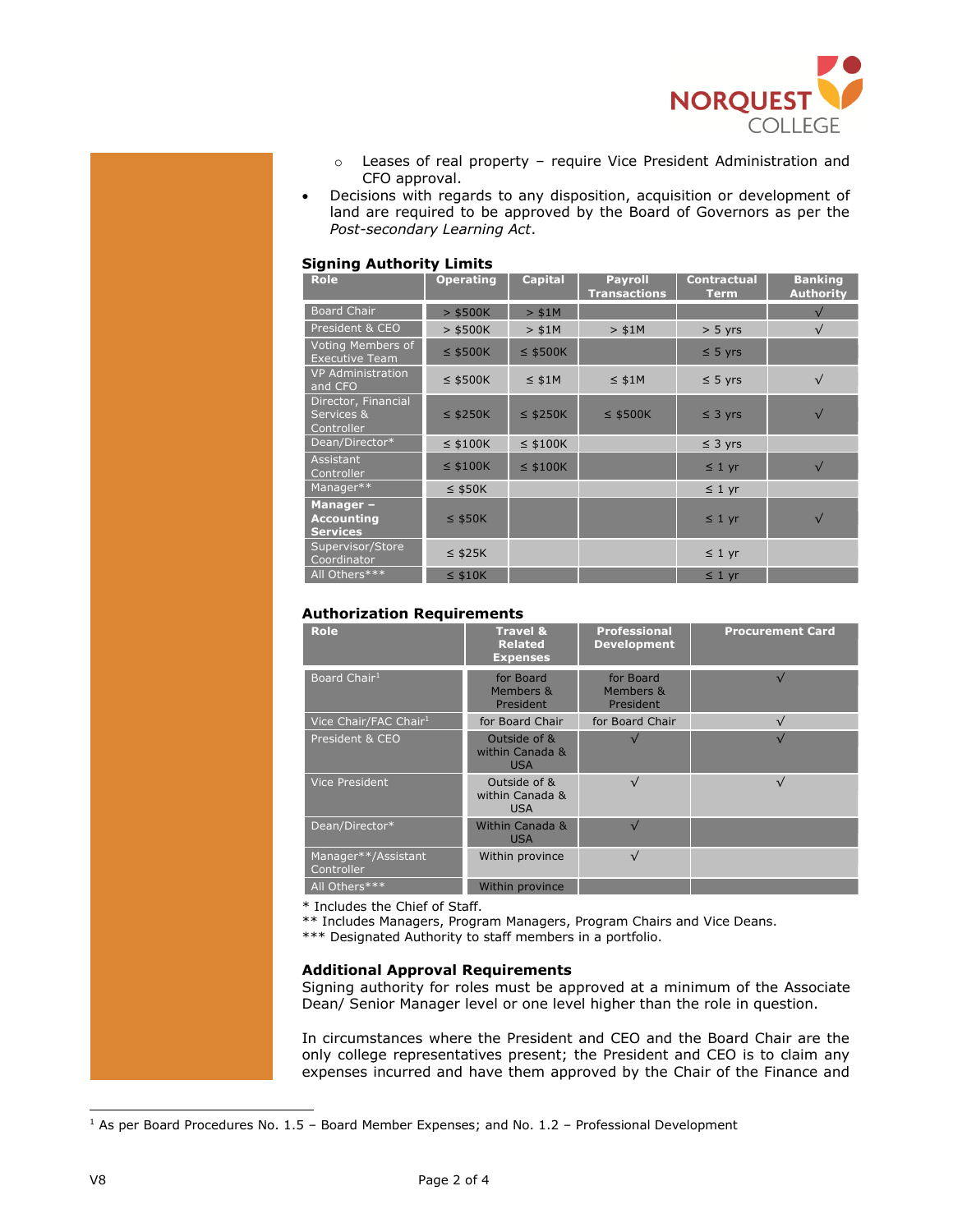- Leases of real property – require Vice President Administration and CFO approval.

- Decisions with regards to any disposition, acquisition or development of land are required to be approved by the Board of Governors as per the *Post-secondary Learning Act*.

**Signing Authority Limits**

| Role | Operating | Capital | Payroll Transactions | Contractual Term | Banking Authority |
|---|---|---|---|---|---|
| Board Chair | > $500K | > $1M | | | √ |
| President & CEO | > $500K | > $1M | > $1M | > 5 yrs | √ |
| Voting Members of Executive Team | ≤ $500K | ≤ $500K | | ≤ 5 yrs | |
| VP Administration and CFO | ≤ $500K | ≤ $1M | ≤ $1M | ≤ 5 yrs | √ |
| Director, Financial Services & Controller | ≤ $250K | ≤ $250K | ≤ $500K | ≤ 3 yrs | √ |
| Dean/Director* | ≤ $100K | ≤ $100K | | ≤ 3 yrs | |
| Assistant Controller | ≤ $100K | ≤ $100K | | ≤ 1 yr | √ |
| Manager** | ≤ $50K | | | ≤ 1 yr | |
| **Manager – Accounting Services** | ≤ $50K | | | ≤ 1 yr | √ |
| Supervisor/Store Coordinator | ≤ $25K | | | ≤ 1 yr | |
| All Others*** | ≤ $10K | | | ≤ 1 yr | |

**Authorization Requirements**

| Role | Travel & Related Expenses | Professional Development | Procurement Card |
|---|---|---|---|
| Board Chair[1] | for Board Members & President | for Board Members & President | √ |
| Vice Chair/FAC Chair[1] | for Board Chair | for Board Chair | √ |
| President & CEO | Outside of & within Canada & USA | √ | √ |
| Vice President | Outside of & within Canada & USA | √ | √ |
| Dean/Director* | Within Canada & USA | √ | |
| Manager**/Assistant Controller | Within province | √ | |
| All Others*** | Within province | | |

\* Includes the Chief of Staff.
** Includes Managers, Program Managers, Program Chairs and Vice Deans.
*** Designated Authority to staff members in a portfolio.

**Additional Approval Requirements**

Signing authority for roles must be approved at a minimum of the Associate Dean/ Senior Manager level or one level higher than the role in question.

In circumstances where the President and CEO and the Board Chair are the only college representatives present; the President and CEO is to claim any expenses incurred and have them approved by the Chair of the Finance and

[1] As per Board Procedures No. 1.5 – Board Member Expenses; and No. 1.2 – Professional Development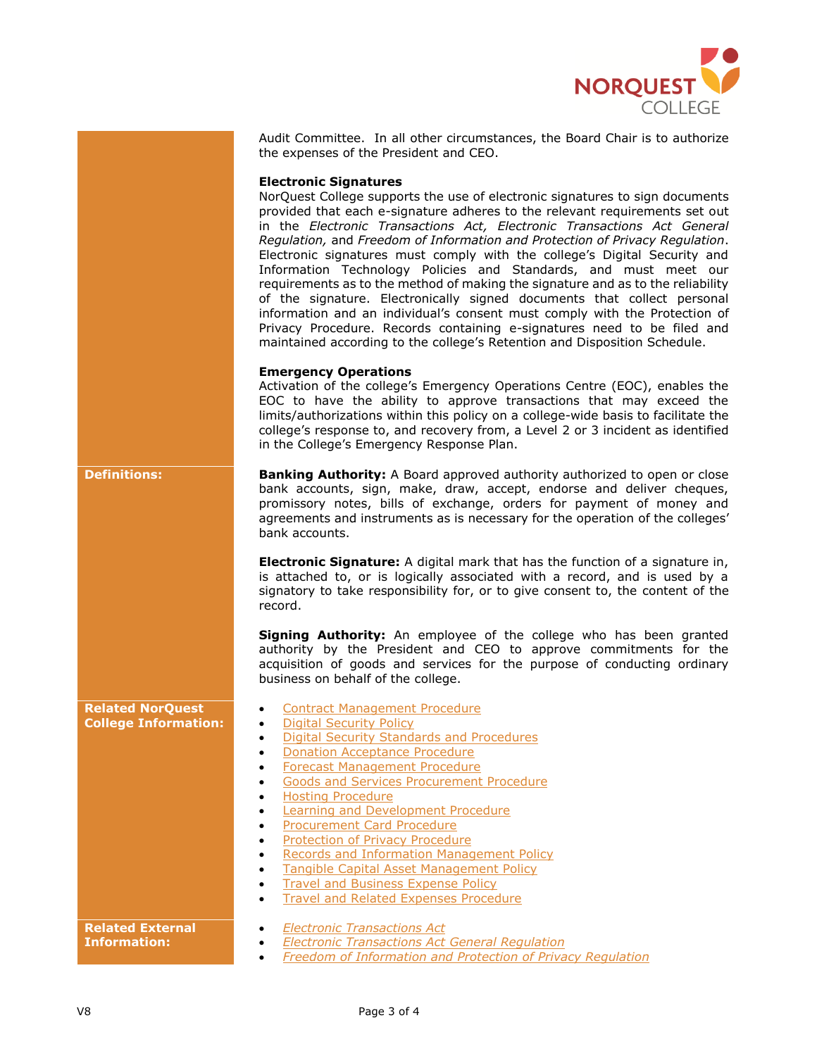Audit Committee. In all other circumstances, the Board Chair is to authorize the expenses of the President and CEO.

**Electronic Signatures**

NorQuest College supports the use of electronic signatures to sign documents provided that each e-signature adheres to the relevant requirements set out in the *Electronic Transactions Act, Electronic Transactions Act General Regulation,* and *Freedom of Information and Protection of Privacy Regulation*. Electronic signatures must comply with the college's Digital Security and Information Technology Policies and Standards, and must meet our requirements as to the method of making the signature and as to the reliability of the signature. Electronically signed documents that collect personal information and an individual's consent must comply with the Protection of Privacy Procedure. Records containing e-signatures need to be filed and maintained according to the college's Retention and Disposition Schedule.

**Emergency Operations**

Activation of the college's Emergency Operations Centre (EOC), enables the EOC to have the ability to approve transactions that may exceed the limits/authorizations within this policy on a college-wide basis to facilitate the college's response to, and recovery from, a Level 2 or 3 incident as identified in the College's Emergency Response Plan.

## Definitions:

**Banking Authority:** A Board approved authority authorized to open or close bank accounts, sign, make, draw, accept, endorse and deliver cheques, promissory notes, bills of exchange, orders for payment of money and agreements and instruments as is necessary for the operation of the colleges' bank accounts.

**Electronic Signature:** A digital mark that has the function of a signature in, is attached to, or is logically associated with a record, and is used by a signatory to take responsibility for, or to give consent to, the content of the record.

**Signing Authority:** An employee of the college who has been granted authority by the President and CEO to approve commitments for the acquisition of goods and services for the purpose of conducting ordinary business on behalf of the college.

## Related NorQuest College Information:

- Contract Management Procedure
- Digital Security Policy
- Digital Security Standards and Procedures
- Donation Acceptance Procedure
- Forecast Management Procedure
- Goods and Services Procurement Procedure
- Hosting Procedure
- Learning and Development Procedure
- Procurement Card Procedure
- Protection of Privacy Procedure
- Records and Information Management Policy
- Tangible Capital Asset Management Policy
- Travel and Business Expense Policy
- Travel and Related Expenses Procedure

## Related External Information:

- *Electronic Transactions Act*
- *Electronic Transactions Act General Regulation*
- *Freedom of Information and Protection of Privacy Regulation*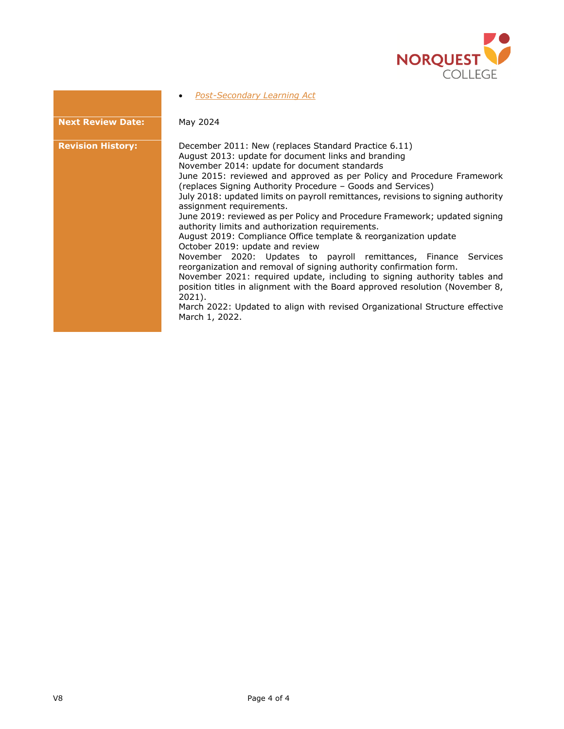| | |
|---|---|
| | • *Post-Secondary Learning Act* |
| **Next Review Date:** | May 2024 |
| **Revision History:** | December 2011: New (replaces Standard Practice 6.11)<br>August 2013: update for document links and branding<br>November 2014: update for document standards<br>June 2015: reviewed and approved as per Policy and Procedure Framework (replaces Signing Authority Procedure – Goods and Services)<br>July 2018: updated limits on payroll remittances, revisions to signing authority assignment requirements.<br>June 2019: reviewed as per Policy and Procedure Framework; updated signing authority limits and authorization requirements.<br>August 2019: Compliance Office template & reorganization update<br>October 2019: update and review<br>November 2020: Updates to payroll remittances, Finance Services reorganization and removal of signing authority confirmation form.<br>November 2021: required update, including to signing authority tables and position titles in alignment with the Board approved resolution (November 8, 2021).<br>March 2022: Updated to align with revised Organizational Structure effective March 1, 2022. |